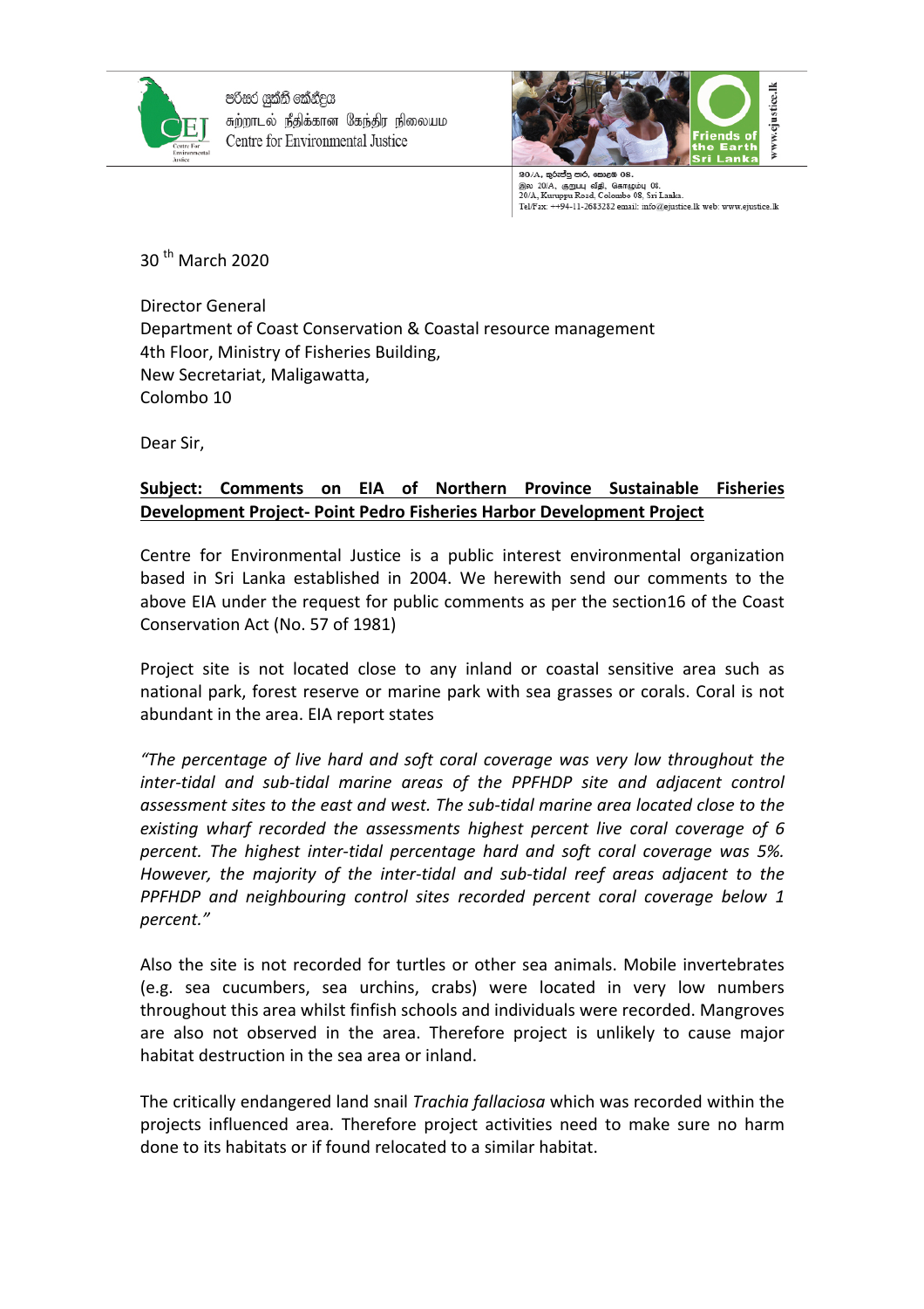පරිසර යුක්ති කේන්ද්‍රය
சுற்றாடல் நீதிக்கான கேந்திர நிலையம்
Centre for Environmental Justice

20/A, කුරුප්පු පාර, කොළඹ 08.
இல 20/A, குருப்பு வீதி, கொழும்பு 08.
20/A, Kuruppu Road, Colombo 08, Sri Lanka.
Tel/Fax: ++94-11-2683282 email: info@ejustice.lk web: www.ejustice.lk

30th March 2020

Director General
Department of Coast Conservation & Coastal resource management
4th Floor, Ministry of Fisheries Building,
New Secretariat, Maligawatta,
Colombo 10

Dear Sir,

**Subject: Comments on EIA of Northern Province Sustainable Fisheries Development Project- Point Pedro Fisheries Harbor Development Project**

Centre for Environmental Justice is a public interest environmental organization based in Sri Lanka established in 2004. We herewith send our comments to the above EIA under the request for public comments as per the section16 of the Coast Conservation Act (No. 57 of 1981)

Project site is not located close to any inland or coastal sensitive area such as national park, forest reserve or marine park with sea grasses or corals. Coral is not abundant in the area. EIA report states

*"The percentage of live hard and soft coral coverage was very low throughout the inter-tidal and sub-tidal marine areas of the PPFHDP site and adjacent control assessment sites to the east and west. The sub-tidal marine area located close to the existing wharf recorded the assessments highest percent live coral coverage of 6 percent. The highest inter-tidal percentage hard and soft coral coverage was 5%. However, the majority of the inter-tidal and sub-tidal reef areas adjacent to the PPFHDP and neighbouring control sites recorded percent coral coverage below 1 percent."*

Also the site is not recorded for turtles or other sea animals. Mobile invertebrates (e.g. sea cucumbers, sea urchins, crabs) were located in very low numbers throughout this area whilst finfish schools and individuals were recorded. Mangroves are also not observed in the area. Therefore project is unlikely to cause major habitat destruction in the sea area or inland.

The critically endangered land snail *Trachia fallaciosa* which was recorded within the projects influenced area. Therefore project activities need to make sure no harm done to its habitats or if found relocated to a similar habitat.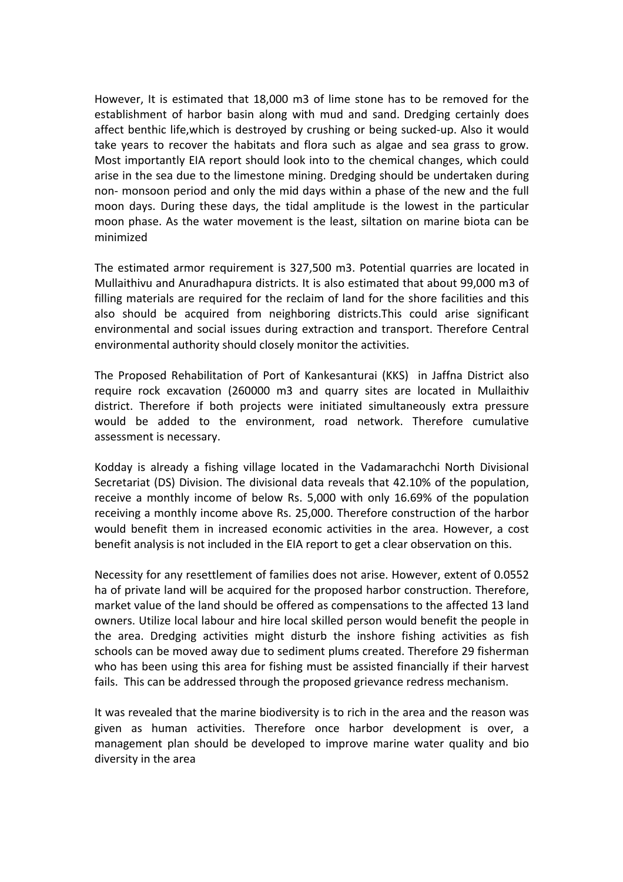However, It is estimated that 18,000 m3 of lime stone has to be removed for the establishment of harbor basin along with mud and sand. Dredging certainly does affect benthic life,which is destroyed by crushing or being sucked-up. Also it would take years to recover the habitats and flora such as algae and sea grass to grow. Most importantly EIA report should look into to the chemical changes, which could arise in the sea due to the limestone mining. Dredging should be undertaken during non- monsoon period and only the mid days within a phase of the new and the full moon days. During these days, the tidal amplitude is the lowest in the particular moon phase. As the water movement is the least, siltation on marine biota can be minimized

The estimated armor requirement is 327,500 m3. Potential quarries are located in Mullaithivu and Anuradhapura districts. It is also estimated that about 99,000 m3 of filling materials are required for the reclaim of land for the shore facilities and this also should be acquired from neighboring districts.This could arise significant environmental and social issues during extraction and transport. Therefore Central environmental authority should closely monitor the activities.

The Proposed Rehabilitation of Port of Kankesanturai (KKS) in Jaffna District also require rock excavation (260000 m3 and quarry sites are located in Mullaithiv district. Therefore if both projects were initiated simultaneously extra pressure would be added to the environment, road network. Therefore cumulative assessment is necessary.

Kodday is already a fishing village located in the Vadamarachchi North Divisional Secretariat (DS) Division. The divisional data reveals that 42.10% of the population, receive a monthly income of below Rs. 5,000 with only 16.69% of the population receiving a monthly income above Rs. 25,000. Therefore construction of the harbor would benefit them in increased economic activities in the area. However, a cost benefit analysis is not included in the EIA report to get a clear observation on this.

Necessity for any resettlement of families does not arise. However, extent of 0.0552 ha of private land will be acquired for the proposed harbor construction. Therefore, market value of the land should be offered as compensations to the affected 13 land owners. Utilize local labour and hire local skilled person would benefit the people in the area. Dredging activities might disturb the inshore fishing activities as fish schools can be moved away due to sediment plums created. Therefore 29 fisherman who has been using this area for fishing must be assisted financially if their harvest fails. This can be addressed through the proposed grievance redress mechanism.

It was revealed that the marine biodiversity is to rich in the area and the reason was given as human activities. Therefore once harbor development is over, a management plan should be developed to improve marine water quality and bio diversity in the area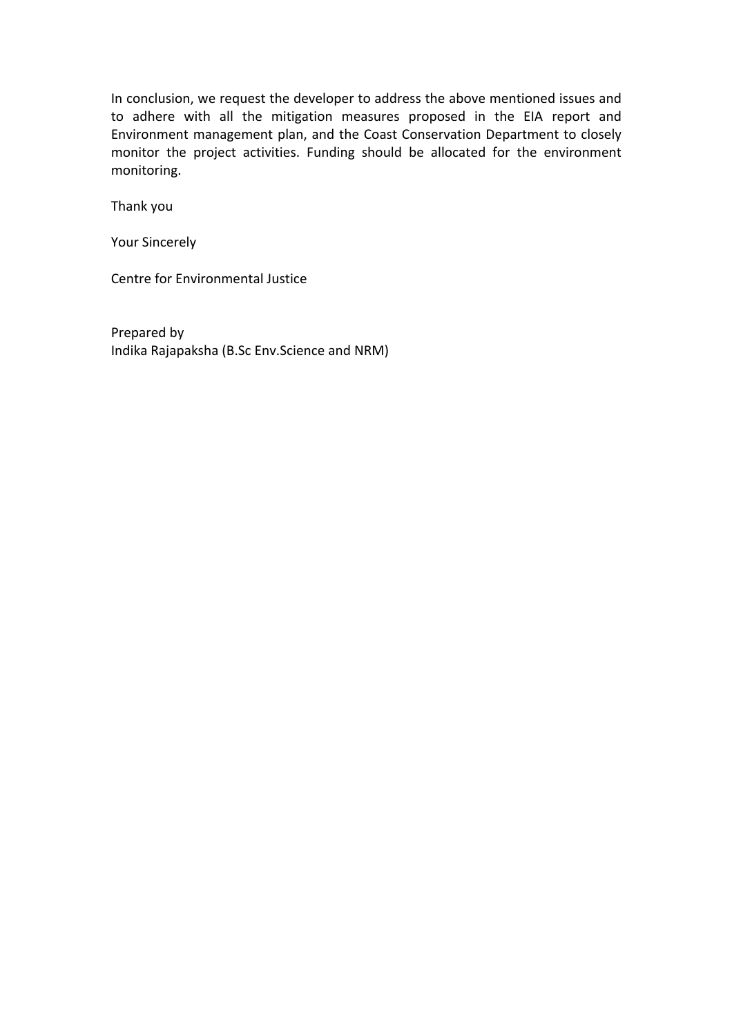In conclusion, we request the developer to address the above mentioned issues and to adhere with all the mitigation measures proposed in the EIA report and Environment management plan, and the Coast Conservation Department to closely monitor the project activities. Funding should be allocated for the environment monitoring.

Thank you

Your Sincerely

Centre for Environmental Justice

Prepared by
Indika Rajapaksha (B.Sc Env.Science and NRM)